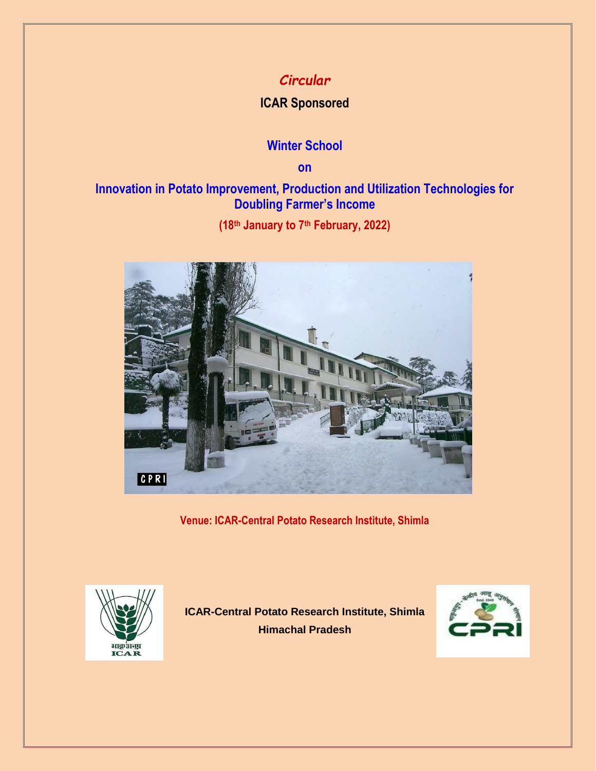*Circular*

**ICAR Sponsored**

# Winter School

**on**

# Innovation in Potato Improvement, Production and Utilization Technologies for Doubling Farmer's Income

**(18th January to 7th February, 2022)**

**Venue: ICAR-Central Potato Research Institute, Shimla**

**ICAR-Central Potato Research Institute, Shimla**

**Himachal Pradesh**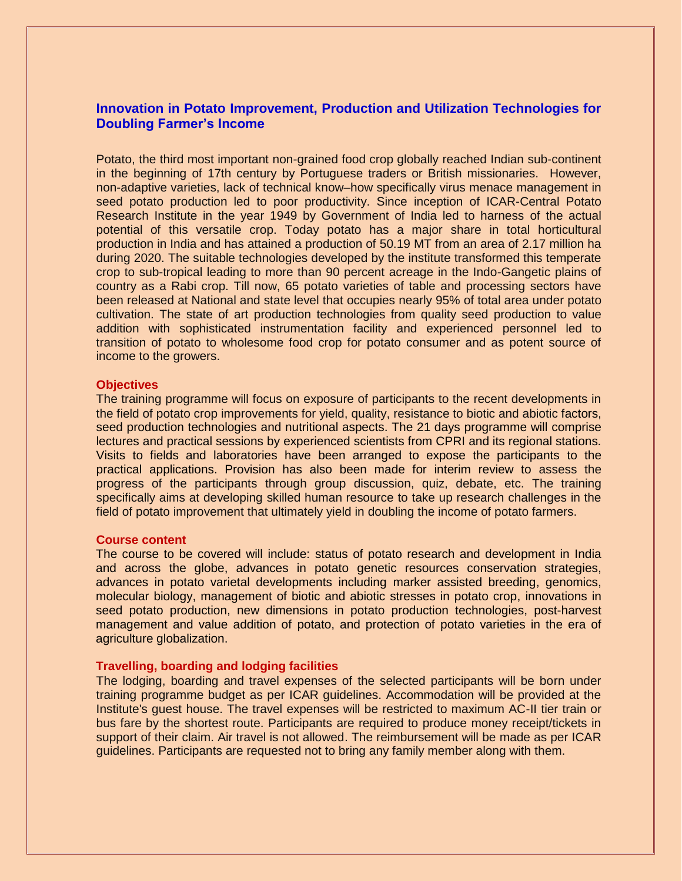## Innovation in Potato Improvement, Production and Utilization Technologies for Doubling Farmer's Income

Potato, the third most important non-grained food crop globally reached Indian sub-continent in the beginning of 17th century by Portuguese traders or British missionaries. However, non-adaptive varieties, lack of technical know–how specifically virus menace management in seed potato production led to poor productivity. Since inception of ICAR-Central Potato Research Institute in the year 1949 by Government of India led to harness of the actual potential of this versatile crop. Today potato has a major share in total horticultural production in India and has attained a production of 50.19 MT from an area of 2.17 million ha during 2020. The suitable technologies developed by the institute transformed this temperate crop to sub-tropical leading to more than 90 percent acreage in the Indo-Gangetic plains of country as a Rabi crop. Till now, 65 potato varieties of table and processing sectors have been released at National and state level that occupies nearly 95% of total area under potato cultivation. The state of art production technologies from quality seed production to value addition with sophisticated instrumentation facility and experienced personnel led to transition of potato to wholesome food crop for potato consumer and as potent source of income to the growers.

### Objectives

The training programme will focus on exposure of participants to the recent developments in the field of potato crop improvements for yield, quality, resistance to biotic and abiotic factors, seed production technologies and nutritional aspects. The 21 days programme will comprise lectures and practical sessions by experienced scientists from CPRI and its regional stations. Visits to fields and laboratories have been arranged to expose the participants to the practical applications. Provision has also been made for interim review to assess the progress of the participants through group discussion, quiz, debate, etc. The training specifically aims at developing skilled human resource to take up research challenges in the field of potato improvement that ultimately yield in doubling the income of potato farmers.

### Course content

The course to be covered will include: status of potato research and development in India and across the globe, advances in potato genetic resources conservation strategies, advances in potato varietal developments including marker assisted breeding, genomics, molecular biology, management of biotic and abiotic stresses in potato crop, innovations in seed potato production, new dimensions in potato production technologies, post-harvest management and value addition of potato, and protection of potato varieties in the era of agriculture globalization.

### Travelling, boarding and lodging facilities

The lodging, boarding and travel expenses of the selected participants will be born under training programme budget as per ICAR guidelines. Accommodation will be provided at the Institute's guest house. The travel expenses will be restricted to maximum AC-II tier train or bus fare by the shortest route. Participants are required to produce money receipt/tickets in support of their claim. Air travel is not allowed. The reimbursement will be made as per ICAR guidelines. Participants are requested not to bring any family member along with them.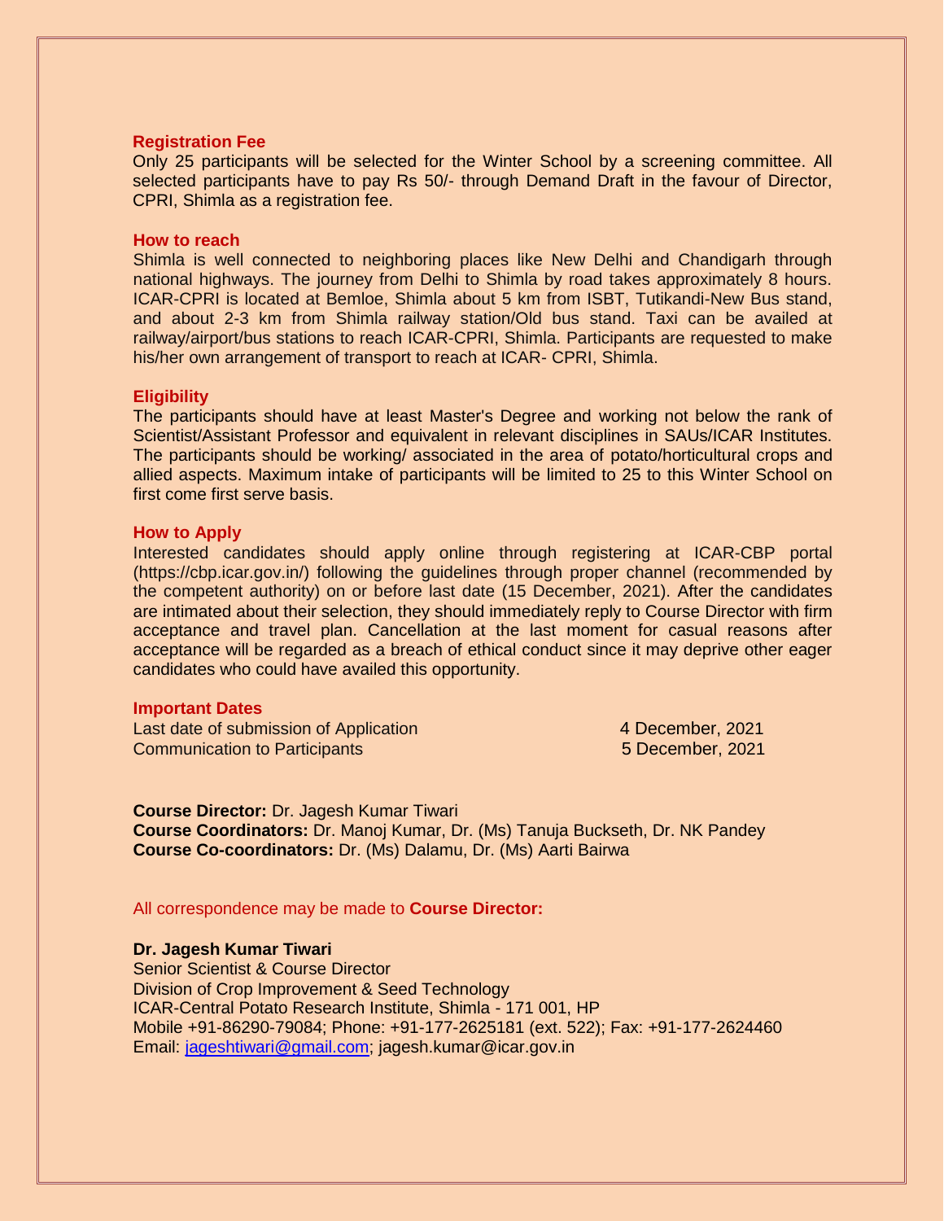### Registration Fee

Only 25 participants will be selected for the Winter School by a screening committee. All selected participants have to pay Rs 50/- through Demand Draft in the favour of Director, CPRI, Shimla as a registration fee.

### How to reach

Shimla is well connected to neighboring places like New Delhi and Chandigarh through national highways. The journey from Delhi to Shimla by road takes approximately 8 hours. ICAR-CPRI is located at Bemloe, Shimla about 5 km from ISBT, Tutikandi-New Bus stand, and about 2-3 km from Shimla railway station/Old bus stand. Taxi can be availed at railway/airport/bus stations to reach ICAR-CPRI, Shimla. Participants are requested to make his/her own arrangement of transport to reach at ICAR- CPRI, Shimla.

### Eligibility

The participants should have at least Master's Degree and working not below the rank of Scientist/Assistant Professor and equivalent in relevant disciplines in SAUs/ICAR Institutes. The participants should be working/ associated in the area of potato/horticultural crops and allied aspects. Maximum intake of participants will be limited to 25 to this Winter School on first come first serve basis.

### How to Apply

Interested candidates should apply online through registering at ICAR-CBP portal (https://cbp.icar.gov.in/) following the guidelines through proper channel (recommended by the competent authority) on or before last date (15 December, 2021). After the candidates are intimated about their selection, they should immediately reply to Course Director with firm acceptance and travel plan. Cancellation at the last moment for casual reasons after acceptance will be regarded as a breach of ethical conduct since it may deprive other eager candidates who could have availed this opportunity.

### Important Dates

| | |
|---|---|
| Last date of submission of Application | 4 December, 2021 |
| Communication to Participants | 5 December, 2021 |

**Course Director:** Dr. Jagesh Kumar Tiwari
**Course Coordinators:** Dr. Manoj Kumar, Dr. (Ms) Tanuja Buckseth, Dr. NK Pandey
**Course Co-coordinators:** Dr. (Ms) Dalamu, Dr. (Ms) Aarti Bairwa

All correspondence may be made to **Course Director:**

**Dr. Jagesh Kumar Tiwari**
Senior Scientist & Course Director
Division of Crop Improvement & Seed Technology
ICAR-Central Potato Research Institute, Shimla - 171 001, HP
Mobile +91-86290-79084; Phone: +91-177-2625181 (ext. 522); Fax: +91-177-2624460
Email: jageshtiwari@gmail.com; jagesh.kumar@icar.gov.in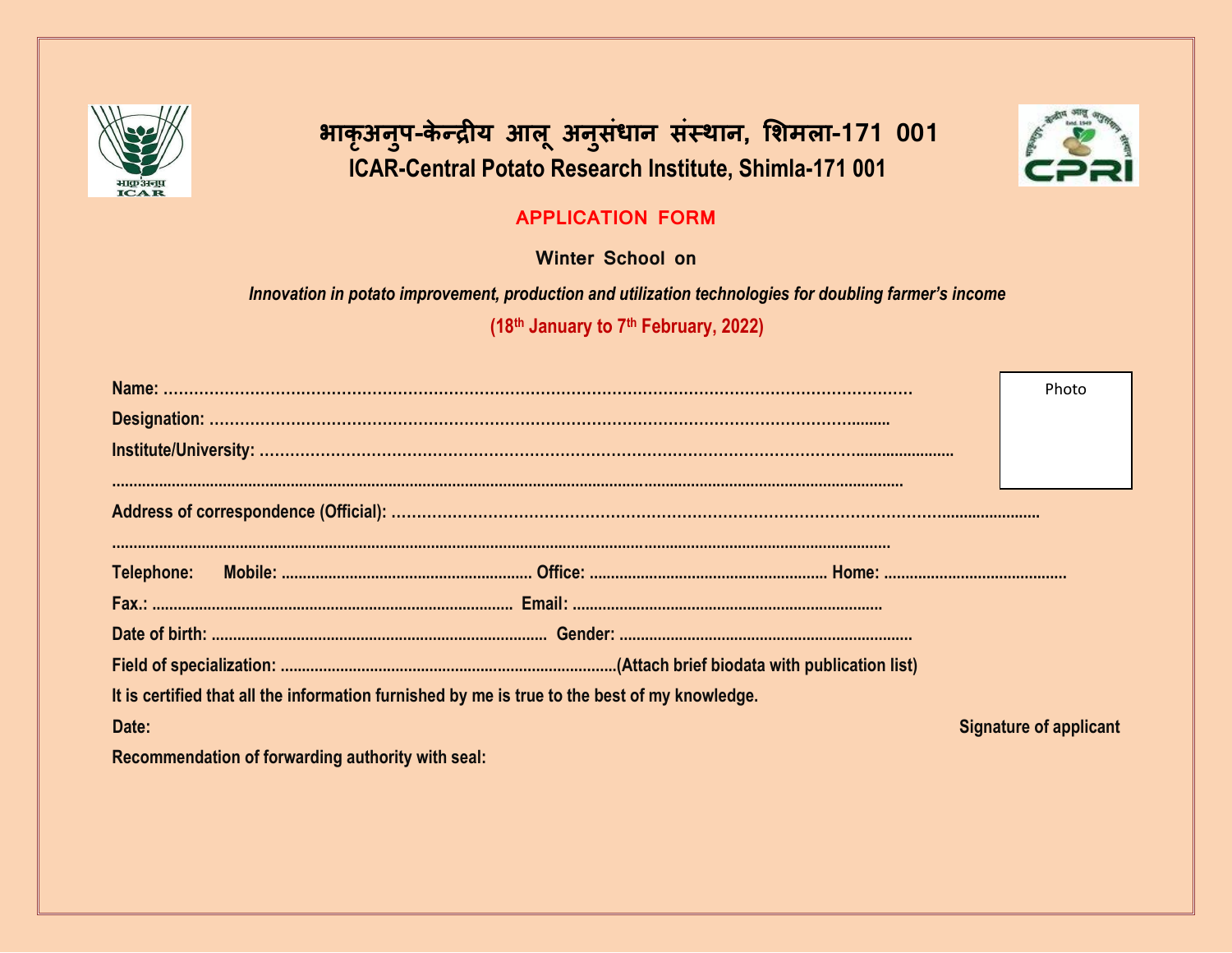# भाकृअनुप-केन्द्रीय आलू अनुसंधान संस्थान, शिमला-171 001

# ICAR-Central Potato Research Institute, Shimla-171 001

## APPLICATION FORM

**Winter School on**

***Innovation in potato improvement, production and utilization technologies for doubling farmer's income***

**(18th January to 7th February, 2022)**

Photo

**Name:** .......................................................................................................................................

**Designation:** ...........................................................................................................................

**Institute/University:** ................................................................................................................

.......................................................................................................................................................

**Address of correspondence (Official):** .....................................................................................

.......................................................................................................................................................

**Telephone:** **Mobile:** .......................................... **Office:** .......................................... **Home:** ..........................................

**Fax.:** .................................................................. **Email:** ..................................................................

**Date of birth:** ........................................................ **Gender:** ........................................................

**Field of specialization:** ..........................................................**(Attach brief biodata with publication list)**

**It is certified that all the information furnished by me is true to the best of my knowledge.**

**Date:** **Signature of applicant**

**Recommendation of forwarding authority with seal:**